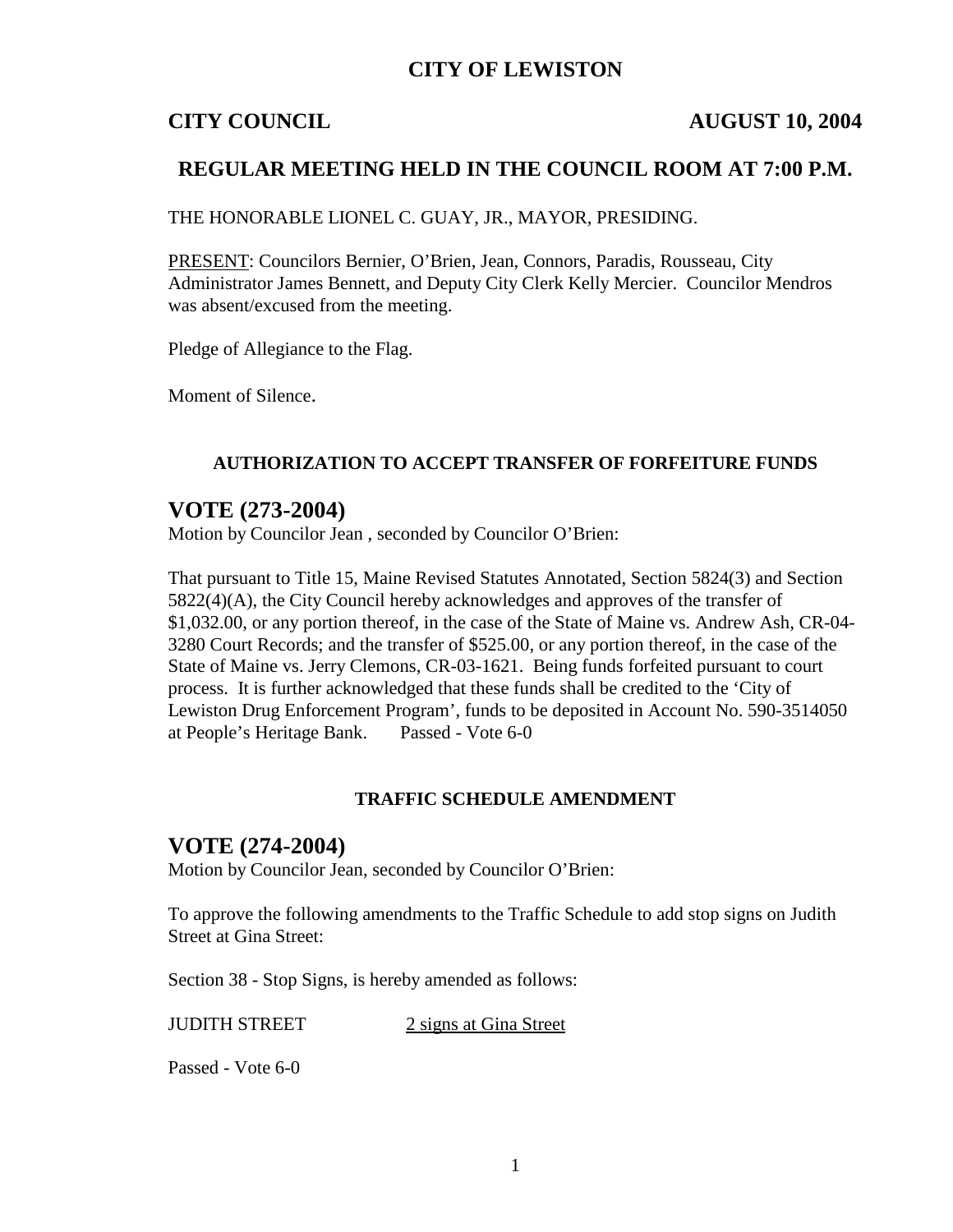# CITY OF LEWISTON

## CITY COUNCIL AUGUST 10, 2004

## REGULAR MEETING HELD IN THE COUNCIL ROOM AT 7:00 P.M.

THE HONORABLE LIONEL C. GUAY, JR., MAYOR, PRESIDING.

PRESENT: Councilors Bernier, O'Brien, Jean, Connors, Paradis, Rousseau, City Administrator James Bennett, and Deputy City Clerk Kelly Mercier. Councilor Mendros was absent/excused from the meeting.

Pledge of Allegiance to the Flag.

Moment of Silence.

### AUTHORIZATION TO ACCEPT TRANSFER OF FORFEITURE FUNDS

## VOTE (273-2004)

Motion by Councilor Jean , seconded by Councilor O'Brien:

That pursuant to Title 15, Maine Revised Statutes Annotated, Section 5824(3) and Section 5822(4)(A), the City Council hereby acknowledges and approves of the transfer of $1,032.00, or any portion thereof, in the case of the State of Maine vs. Andrew Ash, CR-04-3280 Court Records; and the transfer of $525.00, or any portion thereof, in the case of the State of Maine vs. Jerry Clemons, CR-03-1621. Being funds forfeited pursuant to court process. It is further acknowledged that these funds shall be credited to the 'City of Lewiston Drug Enforcement Program', funds to be deposited in Account No. 590-3514050 at People's Heritage Bank. Passed - Vote 6-0

### TRAFFIC SCHEDULE AMENDMENT

## VOTE (274-2004)

Motion by Councilor Jean, seconded by Councilor O'Brien:

To approve the following amendments to the Traffic Schedule to add stop signs on Judith Street at Gina Street:

Section 38 - Stop Signs, is hereby amended as follows:

JUDITH STREET 2 signs at Gina Street

Passed - Vote 6-0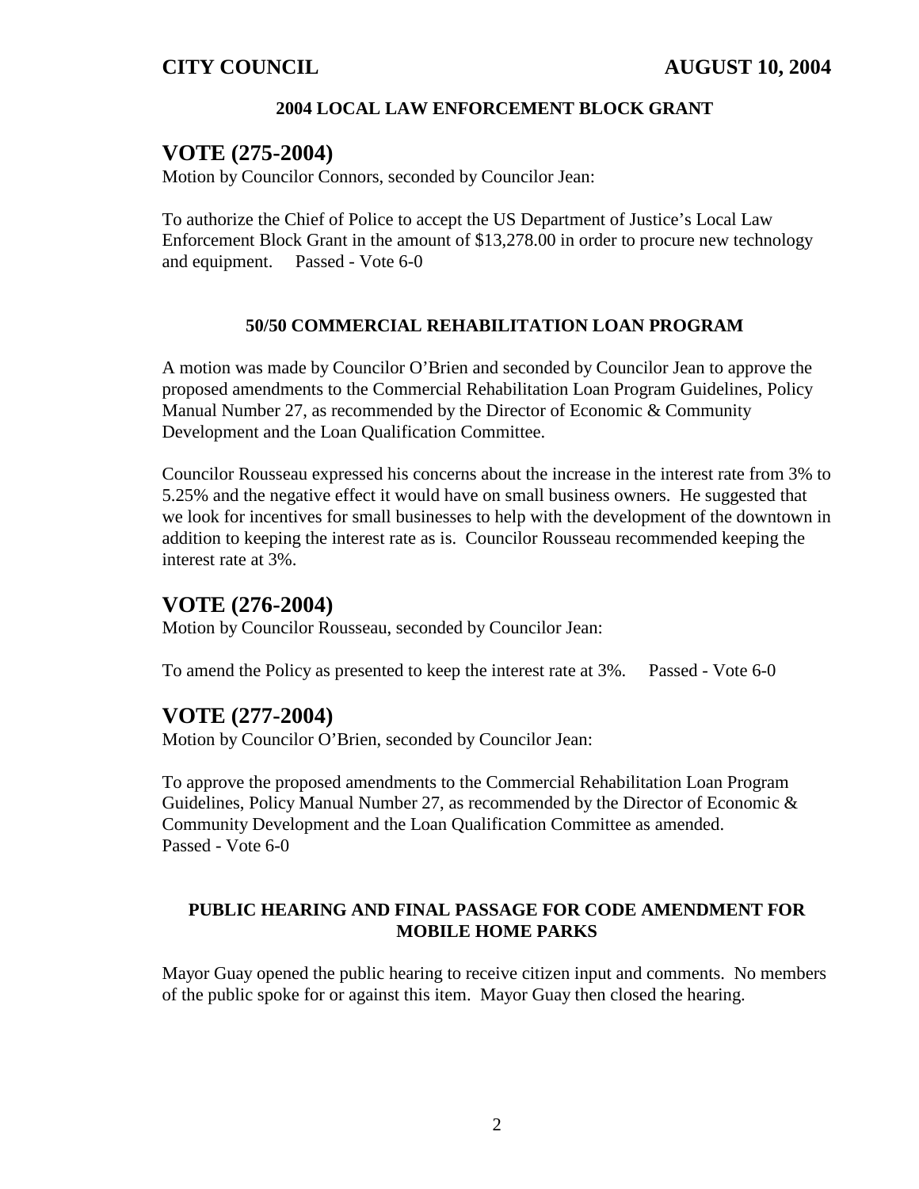#### 2004 LOCAL LAW ENFORCEMENT BLOCK GRANT

## VOTE (275-2004)

Motion by Councilor Connors, seconded by Councilor Jean:

To authorize the Chief of Police to accept the US Department of Justice's Local Law Enforcement Block Grant in the amount of $13,278.00 in order to procure new technology and equipment. Passed - Vote 6-0

#### 50/50 COMMERCIAL REHABILITATION LOAN PROGRAM

A motion was made by Councilor O'Brien and seconded by Councilor Jean to approve the proposed amendments to the Commercial Rehabilitation Loan Program Guidelines, Policy Manual Number 27, as recommended by the Director of Economic & Community Development and the Loan Qualification Committee.

Councilor Rousseau expressed his concerns about the increase in the interest rate from 3% to 5.25% and the negative effect it would have on small business owners. He suggested that we look for incentives for small businesses to help with the development of the downtown in addition to keeping the interest rate as is. Councilor Rousseau recommended keeping the interest rate at 3%.

## VOTE (276-2004)

Motion by Councilor Rousseau, seconded by Councilor Jean:

To amend the Policy as presented to keep the interest rate at 3%. Passed - Vote 6-0

## VOTE (277-2004)

Motion by Councilor O'Brien, seconded by Councilor Jean:

To approve the proposed amendments to the Commercial Rehabilitation Loan Program Guidelines, Policy Manual Number 27, as recommended by the Director of Economic & Community Development and the Loan Qualification Committee as amended.
Passed - Vote 6-0

#### PUBLIC HEARING AND FINAL PASSAGE FOR CODE AMENDMENT FOR MOBILE HOME PARKS

Mayor Guay opened the public hearing to receive citizen input and comments. No members of the public spoke for or against this item. Mayor Guay then closed the hearing.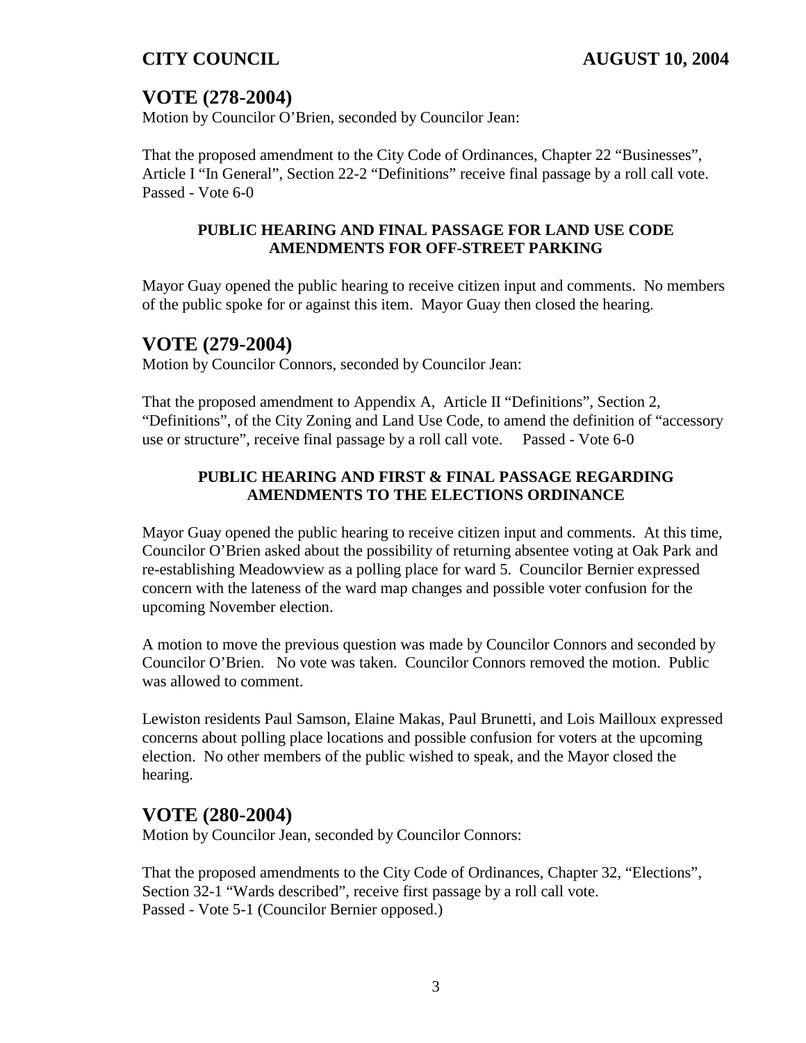## VOTE (278-2004)

Motion by Councilor O'Brien, seconded by Councilor Jean:

That the proposed amendment to the City Code of Ordinances, Chapter 22 "Businesses", Article I "In General", Section 22-2 "Definitions" receive final passage by a roll call vote. Passed - Vote 6-0

### PUBLIC HEARING AND FINAL PASSAGE FOR LAND USE CODE AMENDMENTS FOR OFF-STREET PARKING

Mayor Guay opened the public hearing to receive citizen input and comments. No members of the public spoke for or against this item. Mayor Guay then closed the hearing.

## VOTE (279-2004)

Motion by Councilor Connors, seconded by Councilor Jean:

That the proposed amendment to Appendix A, Article II "Definitions", Section 2, "Definitions", of the City Zoning and Land Use Code, to amend the definition of "accessory use or structure", receive final passage by a roll call vote. Passed - Vote 6-0

### PUBLIC HEARING AND FIRST & FINAL PASSAGE REGARDING AMENDMENTS TO THE ELECTIONS ORDINANCE

Mayor Guay opened the public hearing to receive citizen input and comments. At this time, Councilor O'Brien asked about the possibility of returning absentee voting at Oak Park and re-establishing Meadowview as a polling place for ward 5. Councilor Bernier expressed concern with the lateness of the ward map changes and possible voter confusion for the upcoming November election.

A motion to move the previous question was made by Councilor Connors and seconded by Councilor O'Brien. No vote was taken. Councilor Connors removed the motion. Public was allowed to comment.

Lewiston residents Paul Samson, Elaine Makas, Paul Brunetti, and Lois Mailloux expressed concerns about polling place locations and possible confusion for voters at the upcoming election. No other members of the public wished to speak, and the Mayor closed the hearing.

## VOTE (280-2004)

Motion by Councilor Jean, seconded by Councilor Connors:

That the proposed amendments to the City Code of Ordinances, Chapter 32, "Elections", Section 32-1 "Wards described", receive first passage by a roll call vote.
Passed - Vote 5-1 (Councilor Bernier opposed.)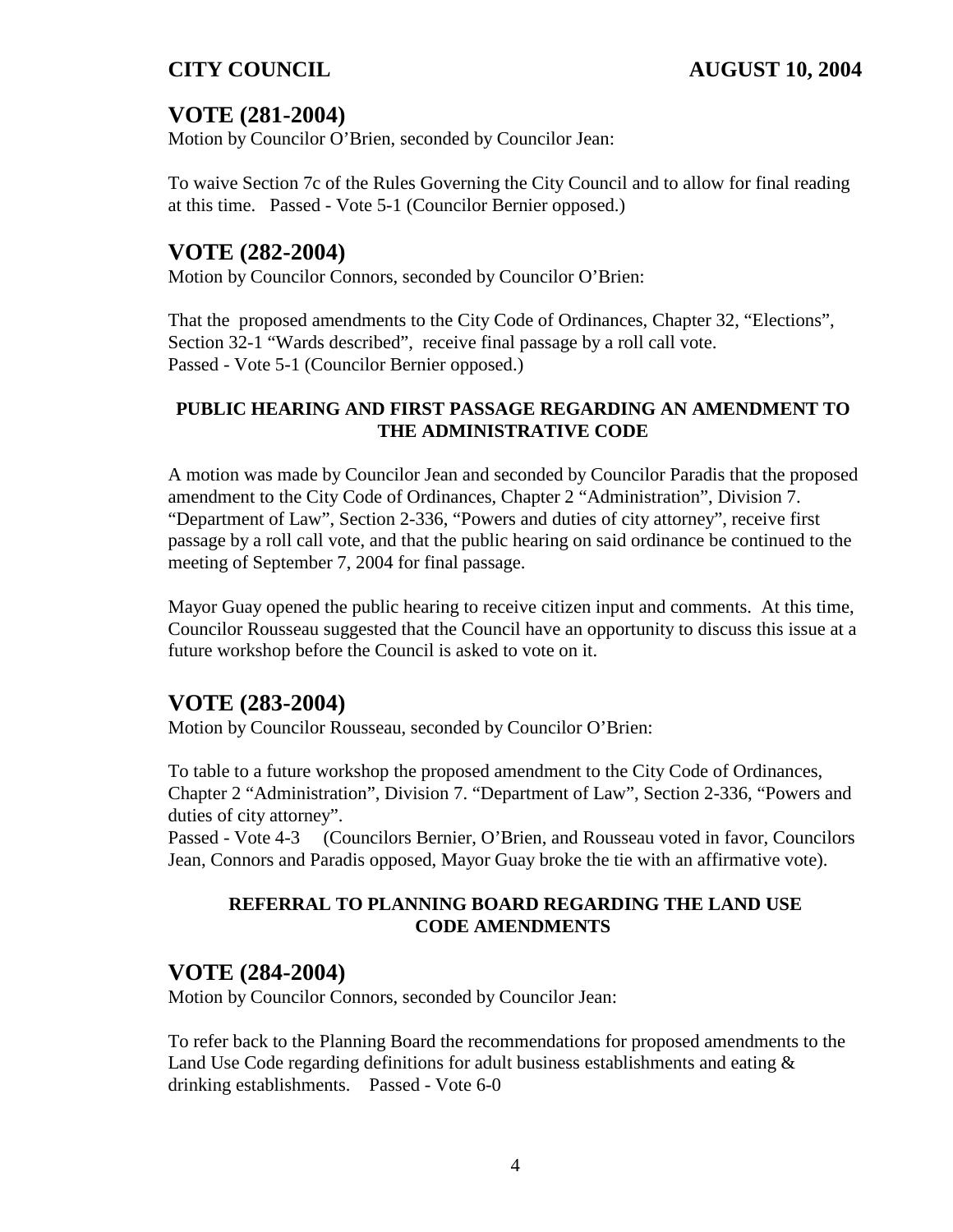## VOTE (281-2004)

Motion by Councilor O'Brien, seconded by Councilor Jean:

To waive Section 7c of the Rules Governing the City Council and to allow for final reading at this time. Passed - Vote 5-1 (Councilor Bernier opposed.)

## VOTE (282-2004)

Motion by Councilor Connors, seconded by Councilor O'Brien:

That the proposed amendments to the City Code of Ordinances, Chapter 32, "Elections", Section 32-1 "Wards described", receive final passage by a roll call vote.
Passed - Vote 5-1 (Councilor Bernier opposed.)

**PUBLIC HEARING AND FIRST PASSAGE REGARDING AN AMENDMENT TO THE ADMINISTRATIVE CODE**

A motion was made by Councilor Jean and seconded by Councilor Paradis that the proposed amendment to the City Code of Ordinances, Chapter 2 "Administration", Division 7. "Department of Law", Section 2-336, "Powers and duties of city attorney", receive first passage by a roll call vote, and that the public hearing on said ordinance be continued to the meeting of September 7, 2004 for final passage.

Mayor Guay opened the public hearing to receive citizen input and comments. At this time, Councilor Rousseau suggested that the Council have an opportunity to discuss this issue at a future workshop before the Council is asked to vote on it.

## VOTE (283-2004)

Motion by Councilor Rousseau, seconded by Councilor O'Brien:

To table to a future workshop the proposed amendment to the City Code of Ordinances, Chapter 2 "Administration", Division 7. "Department of Law", Section 2-336, "Powers and duties of city attorney".
Passed - Vote 4-3 (Councilors Bernier, O'Brien, and Rousseau voted in favor, Councilors Jean, Connors and Paradis opposed, Mayor Guay broke the tie with an affirmative vote).

**REFERRAL TO PLANNING BOARD REGARDING THE LAND USE CODE AMENDMENTS**

## VOTE (284-2004)

Motion by Councilor Connors, seconded by Councilor Jean:

To refer back to the Planning Board the recommendations for proposed amendments to the Land Use Code regarding definitions for adult business establishments and eating & drinking establishments. Passed - Vote 6-0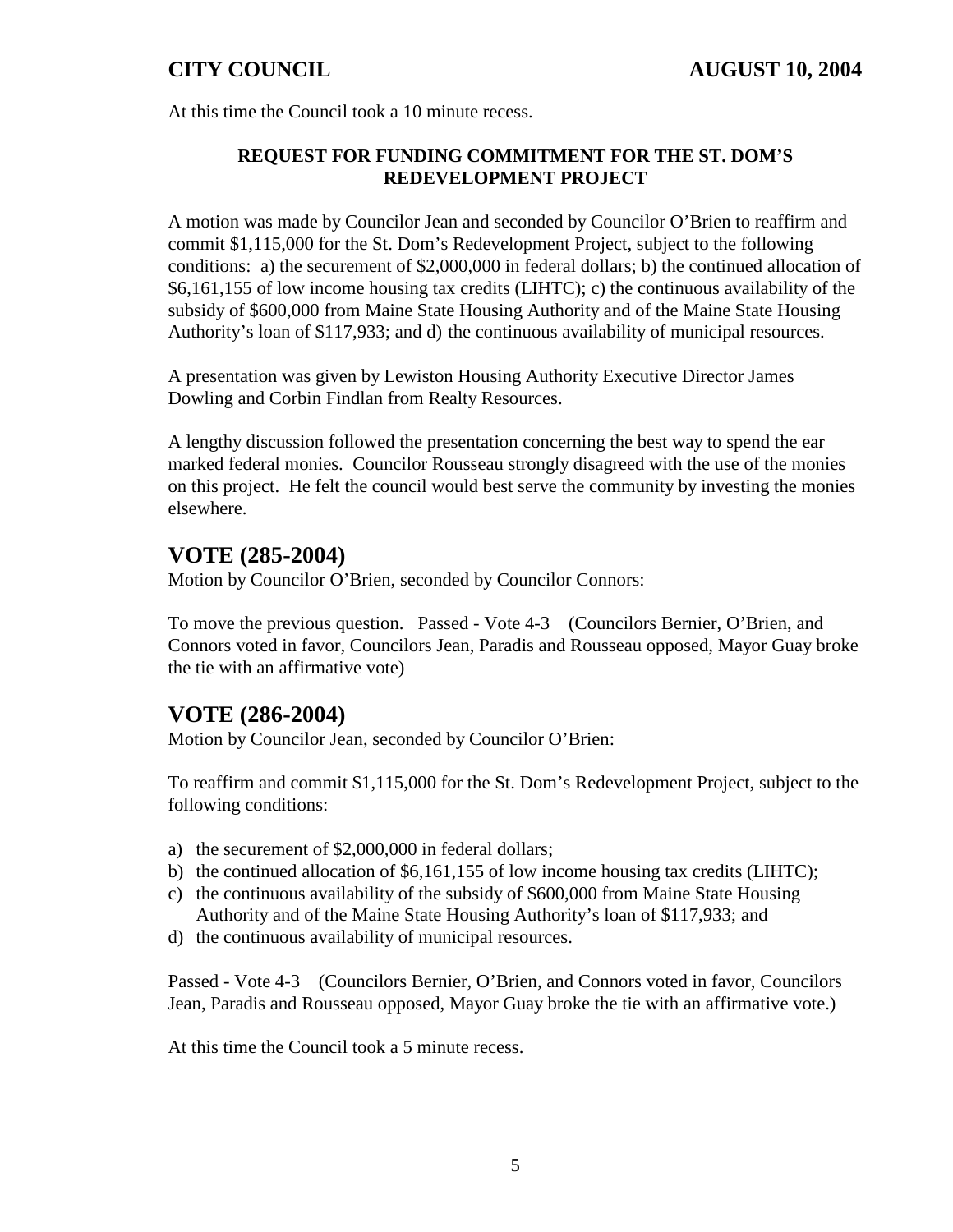At this time the Council took a 10 minute recess.

**REQUEST FOR FUNDING COMMITMENT FOR THE ST. DOM'S REDEVELOPMENT PROJECT**

A motion was made by Councilor Jean and seconded by Councilor O'Brien to reaffirm and commit $1,115,000 for the St. Dom's Redevelopment Project, subject to the following conditions: a) the securement of $2,000,000 in federal dollars; b) the continued allocation of $6,161,155 of low income housing tax credits (LIHTC); c) the continuous availability of the subsidy of $600,000 from Maine State Housing Authority and of the Maine State Housing Authority's loan of $117,933; and d) the continuous availability of municipal resources.

A presentation was given by Lewiston Housing Authority Executive Director James Dowling and Corbin Findlan from Realty Resources.

A lengthy discussion followed the presentation concerning the best way to spend the ear marked federal monies. Councilor Rousseau strongly disagreed with the use of the monies on this project. He felt the council would best serve the community by investing the monies elsewhere.

## VOTE (285-2004)

Motion by Councilor O'Brien, seconded by Councilor Connors:

To move the previous question. Passed - Vote 4-3 (Councilors Bernier, O'Brien, and Connors voted in favor, Councilors Jean, Paradis and Rousseau opposed, Mayor Guay broke the tie with an affirmative vote)

## VOTE (286-2004)

Motion by Councilor Jean, seconded by Councilor O'Brien:

To reaffirm and commit $1,115,000 for the St. Dom's Redevelopment Project, subject to the following conditions:

a) the securement of $2,000,000 in federal dollars;
b) the continued allocation of $6,161,155 of low income housing tax credits (LIHTC);
c) the continuous availability of the subsidy of $600,000 from Maine State Housing Authority and of the Maine State Housing Authority's loan of $117,933; and
d) the continuous availability of municipal resources.

Passed - Vote 4-3 (Councilors Bernier, O'Brien, and Connors voted in favor, Councilors Jean, Paradis and Rousseau opposed, Mayor Guay broke the tie with an affirmative vote.)

At this time the Council took a 5 minute recess.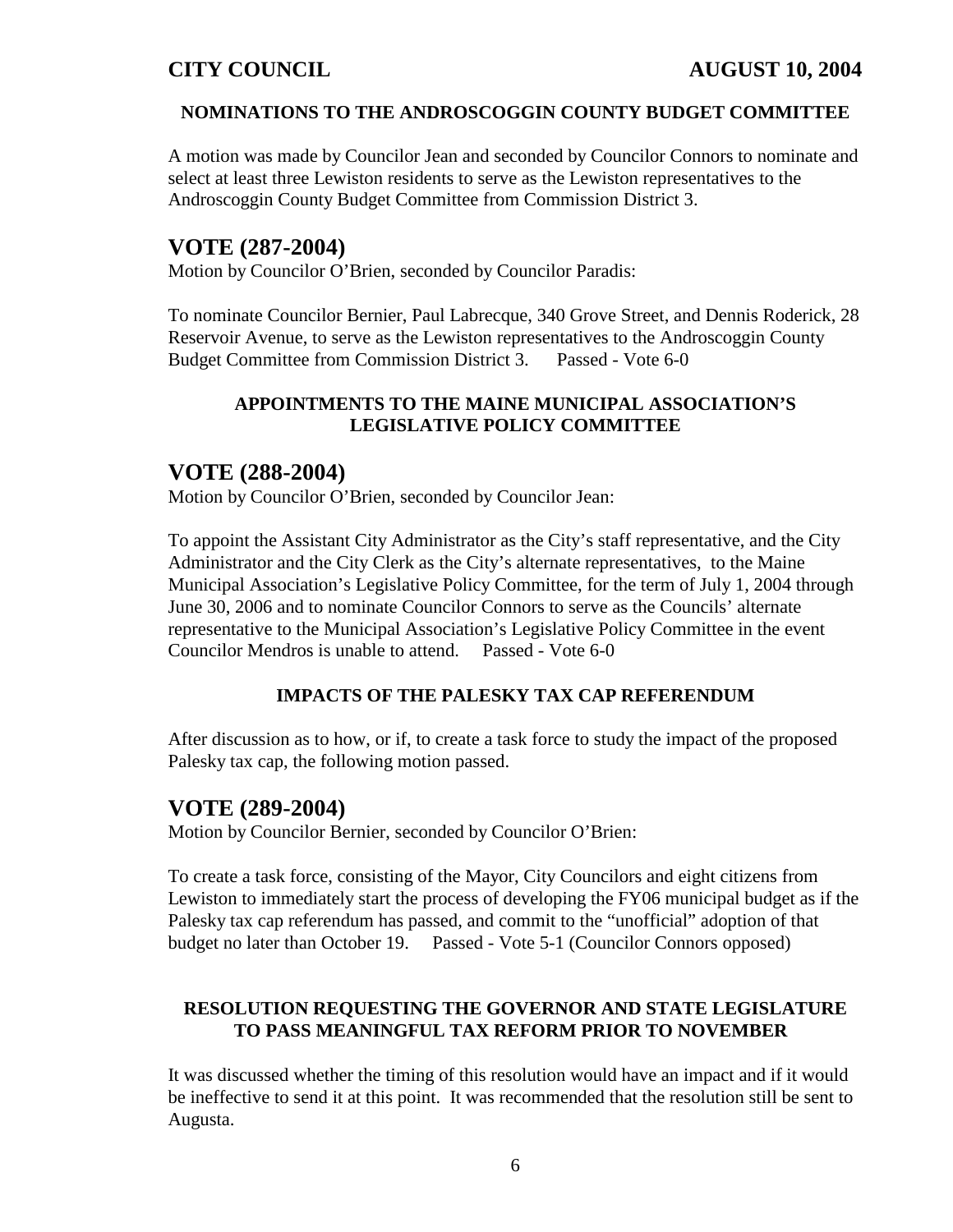### NOMINATIONS TO THE ANDROSCOGGIN COUNTY BUDGET COMMITTEE

A motion was made by Councilor Jean and seconded by Councilor Connors to nominate and select at least three Lewiston residents to serve as the Lewiston representatives to the Androscoggin County Budget Committee from Commission District 3.

## VOTE (287-2004)

Motion by Councilor O'Brien, seconded by Councilor Paradis:

To nominate Councilor Bernier, Paul Labrecque, 340 Grove Street, and Dennis Roderick, 28 Reservoir Avenue, to serve as the Lewiston representatives to the Androscoggin County Budget Committee from Commission District 3.      Passed - Vote 6-0

### APPOINTMENTS TO THE MAINE MUNICIPAL ASSOCIATION'S LEGISLATIVE POLICY COMMITTEE

## VOTE (288-2004)

Motion by Councilor O'Brien, seconded by Councilor Jean:

To appoint the Assistant City Administrator as the City's staff representative, and the City Administrator and the City Clerk as the City's alternate representatives, to the Maine Municipal Association's Legislative Policy Committee, for the term of July 1, 2004 through June 30, 2006 and to nominate Councilor Connors to serve as the Councils' alternate representative to the Municipal Association's Legislative Policy Committee in the event Councilor Mendros is unable to attend.      Passed - Vote 6-0

### IMPACTS OF THE PALESKY TAX CAP REFERENDUM

After discussion as to how, or if, to create a task force to study the impact of the proposed Palesky tax cap, the following motion passed.

## VOTE (289-2004)

Motion by Councilor Bernier, seconded by Councilor O'Brien:

To create a task force, consisting of the Mayor, City Councilors and eight citizens from Lewiston to immediately start the process of developing the FY06 municipal budget as if the Palesky tax cap referendum has passed, and commit to the "unofficial" adoption of that budget no later than October 19.      Passed - Vote 5-1 (Councilor Connors opposed)

### RESOLUTION REQUESTING THE GOVERNOR AND STATE LEGISLATURE TO PASS MEANINGFUL TAX REFORM PRIOR TO NOVEMBER

It was discussed whether the timing of this resolution would have an impact and if it would be ineffective to send it at this point. It was recommended that the resolution still be sent to Augusta.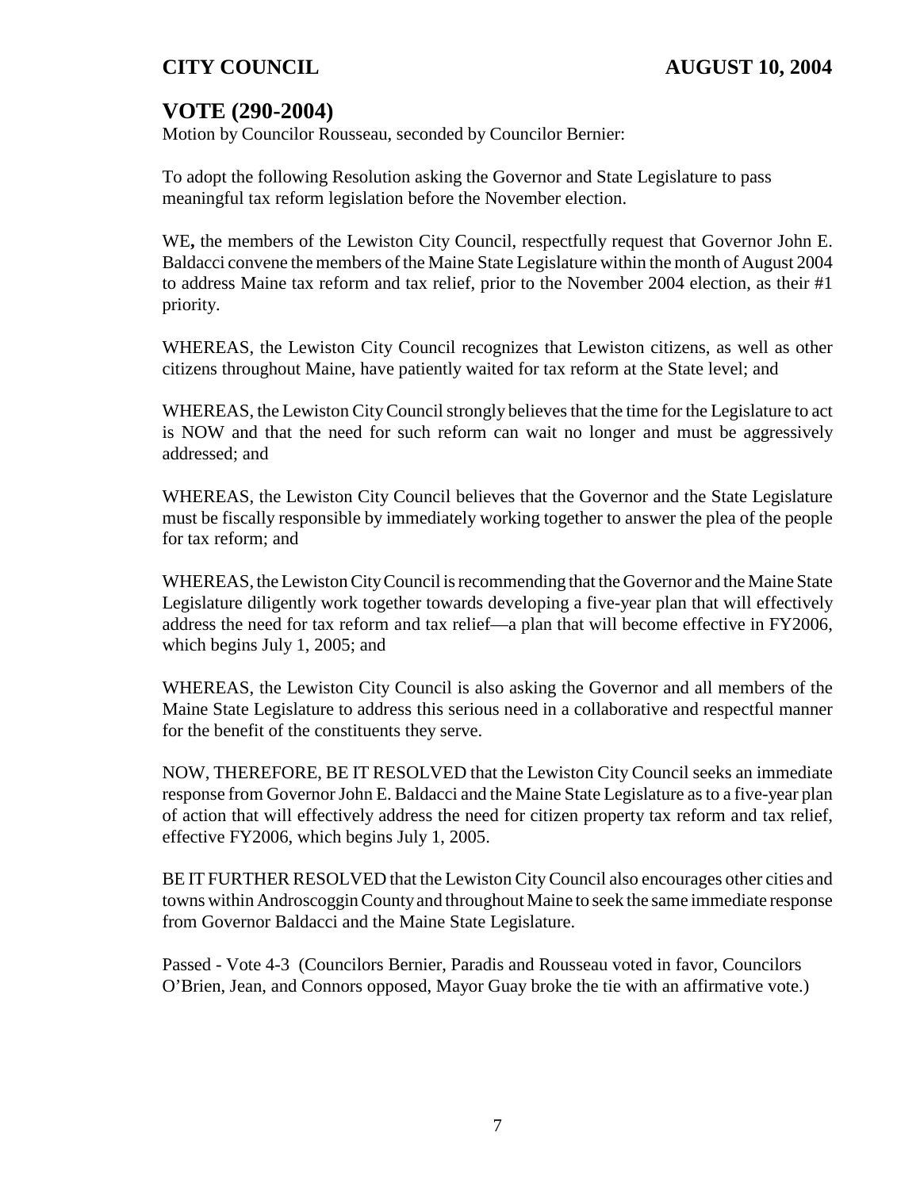## VOTE (290-2004)

Motion by Councilor Rousseau, seconded by Councilor Bernier:

To adopt the following Resolution asking the Governor and State Legislature to pass meaningful tax reform legislation before the November election.

WE**,** the members of the Lewiston City Council, respectfully request that Governor John E. Baldacci convene the members of the Maine State Legislature within the month of August 2004 to address Maine tax reform and tax relief, prior to the November 2004 election, as their #1 priority.

WHEREAS, the Lewiston City Council recognizes that Lewiston citizens, as well as other citizens throughout Maine, have patiently waited for tax reform at the State level; and

WHEREAS, the Lewiston City Council strongly believes that the time for the Legislature to act is NOW and that the need for such reform can wait no longer and must be aggressively addressed; and

WHEREAS, the Lewiston City Council believes that the Governor and the State Legislature must be fiscally responsible by immediately working together to answer the plea of the people for tax reform; and

WHEREAS, the Lewiston City Council is recommending that the Governor and the Maine State Legislature diligently work together towards developing a five-year plan that will effectively address the need for tax reform and tax relief—a plan that will become effective in FY2006, which begins July 1, 2005; and

WHEREAS, the Lewiston City Council is also asking the Governor and all members of the Maine State Legislature to address this serious need in a collaborative and respectful manner for the benefit of the constituents they serve.

NOW, THEREFORE, BE IT RESOLVED that the Lewiston City Council seeks an immediate response from Governor John E. Baldacci and the Maine State Legislature as to a five-year plan of action that will effectively address the need for citizen property tax reform and tax relief, effective FY2006, which begins July 1, 2005.

BE IT FURTHER RESOLVED that the Lewiston City Council also encourages other cities and towns within Androscoggin County and throughout Maine to seek the same immediate response from Governor Baldacci and the Maine State Legislature.

Passed - Vote 4-3 (Councilors Bernier, Paradis and Rousseau voted in favor, Councilors O'Brien, Jean, and Connors opposed, Mayor Guay broke the tie with an affirmative vote.)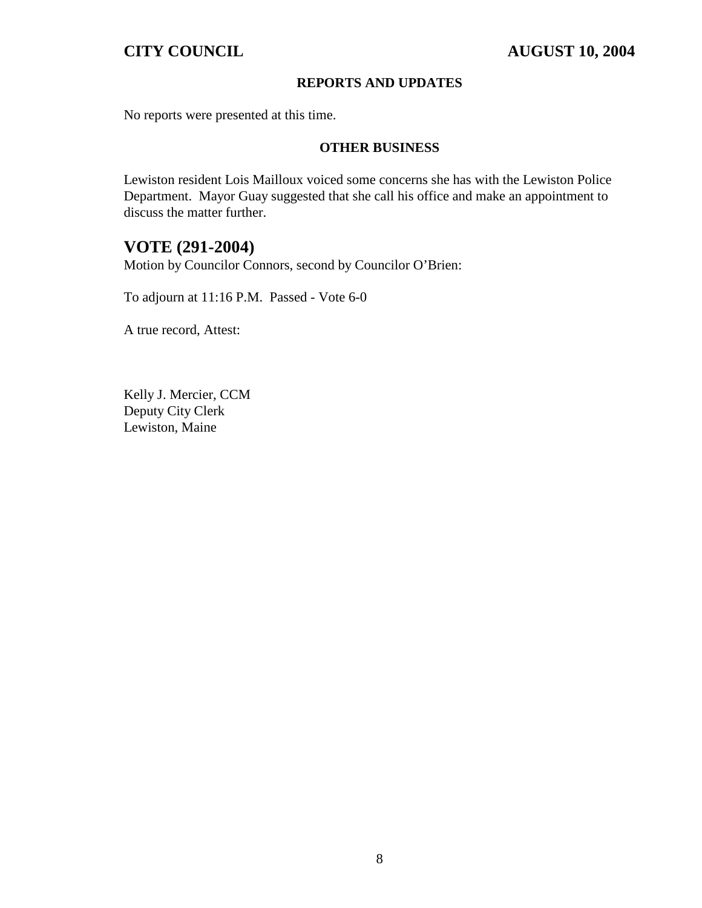### REPORTS AND UPDATES

No reports were presented at this time.

### OTHER BUSINESS

Lewiston resident Lois Mailloux voiced some concerns she has with the Lewiston Police Department. Mayor Guay suggested that she call his office and make an appointment to discuss the matter further.

## VOTE (291-2004)

Motion by Councilor Connors, second by Councilor O'Brien:

To adjourn at 11:16 P.M. Passed - Vote 6-0

A true record, Attest:

Kelly J. Mercier, CCM
Deputy City Clerk
Lewiston, Maine